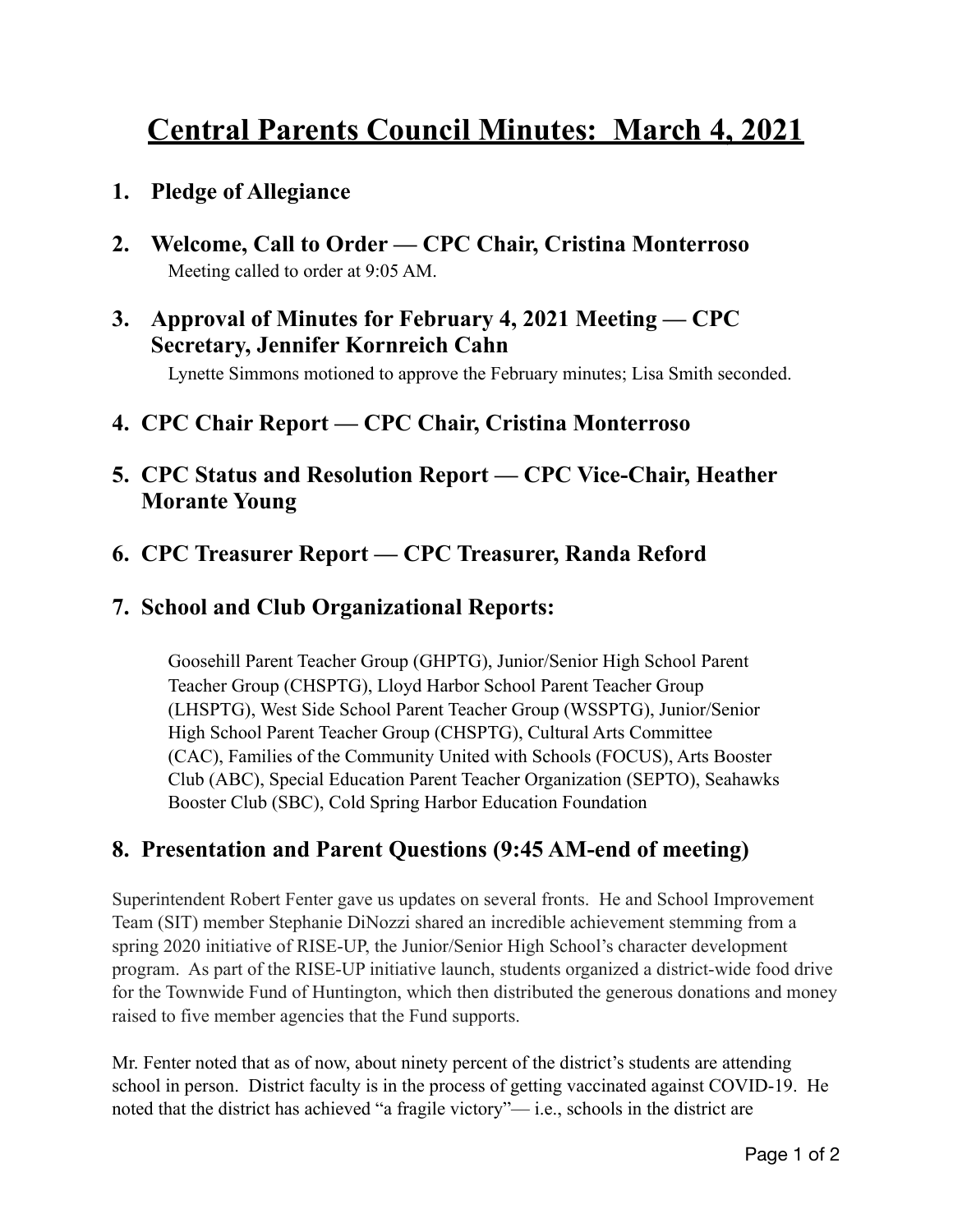# Central Parents Council Minutes: March 4, 2021

## 1. Pledge of Allegiance

## 2. Welcome, Call to Order — CPC Chair, Cristina Monterroso

Meeting called to order at 9:05 AM.

## 3. Approval of Minutes for February 4, 2021 Meeting — CPC Secretary, Jennifer Kornreich Cahn

Lynette Simmons motioned to approve the February minutes; Lisa Smith seconded.

## 4. CPC Chair Report — CPC Chair, Cristina Monterroso

## 5. CPC Status and Resolution Report — CPC Vice-Chair, Heather Morante Young

## 6. CPC Treasurer Report — CPC Treasurer, Randa Reford

## 7. School and Club Organizational Reports:

Goosehill Parent Teacher Group (GHPTG), Junior/Senior High School Parent Teacher Group (CHSPTG), Lloyd Harbor School Parent Teacher Group (LHSPTG), West Side School Parent Teacher Group (WSSPTG), Junior/Senior High School Parent Teacher Group (CHSPTG), Cultural Arts Committee (CAC), Families of the Community United with Schools (FOCUS), Arts Booster Club (ABC), Special Education Parent Teacher Organization (SEPTO), Seahawks Booster Club (SBC), Cold Spring Harbor Education Foundation

## 8. Presentation and Parent Questions (9:45 AM-end of meeting)

Superintendent Robert Fenter gave us updates on several fronts. He and School Improvement Team (SIT) member Stephanie DiNozzi shared an incredible achievement stemming from a spring 2020 initiative of RISE-UP, the Junior/Senior High School's character development program. As part of the RISE-UP initiative launch, students organized a district-wide food drive for the Townwide Fund of Huntington, which then distributed the generous donations and money raised to five member agencies that the Fund supports.

Mr. Fenter noted that as of now, about ninety percent of the district's students are attending school in person. District faculty is in the process of getting vaccinated against COVID-19. He noted that the district has achieved "a fragile victory"— i.e., schools in the district are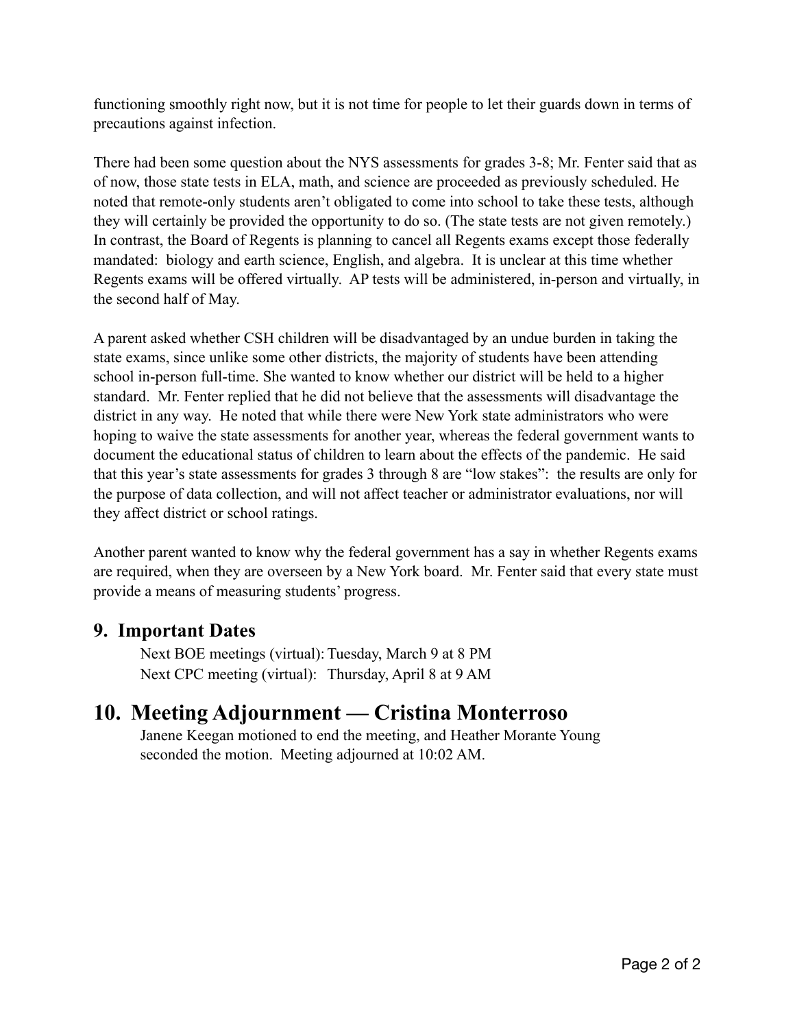functioning smoothly right now, but it is not time for people to let their guards down in terms of precautions against infection.

There had been some question about the NYS assessments for grades 3-8; Mr. Fenter said that as of now, those state tests in ELA, math, and science are proceeded as previously scheduled. He noted that remote-only students aren't obligated to come into school to take these tests, although they will certainly be provided the opportunity to do so. (The state tests are not given remotely.) In contrast, the Board of Regents is planning to cancel all Regents exams except those federally mandated: biology and earth science, English, and algebra. It is unclear at this time whether Regents exams will be offered virtually. AP tests will be administered, in-person and virtually, in the second half of May.

A parent asked whether CSH children will be disadvantaged by an undue burden in taking the state exams, since unlike some other districts, the majority of students have been attending school in-person full-time. She wanted to know whether our district will be held to a higher standard. Mr. Fenter replied that he did not believe that the assessments will disadvantage the district in any way. He noted that while there were New York state administrators who were hoping to waive the state assessments for another year, whereas the federal government wants to document the educational status of children to learn about the effects of the pandemic. He said that this year's state assessments for grades 3 through 8 are "low stakes": the results are only for the purpose of data collection, and will not affect teacher or administrator evaluations, nor will they affect district or school ratings.

Another parent wanted to know why the federal government has a say in whether Regents exams are required, when they are overseen by a New York board. Mr. Fenter said that every state must provide a means of measuring students' progress.

## 9. Important Dates

Next BOE meetings (virtual): Tuesday, March 9 at 8 PM
Next CPC meeting (virtual): Thursday, April 8 at 9 AM

# 10. Meeting Adjournment — Cristina Monterroso

Janene Keegan motioned to end the meeting, and Heather Morante Young seconded the motion. Meeting adjourned at 10:02 AM.